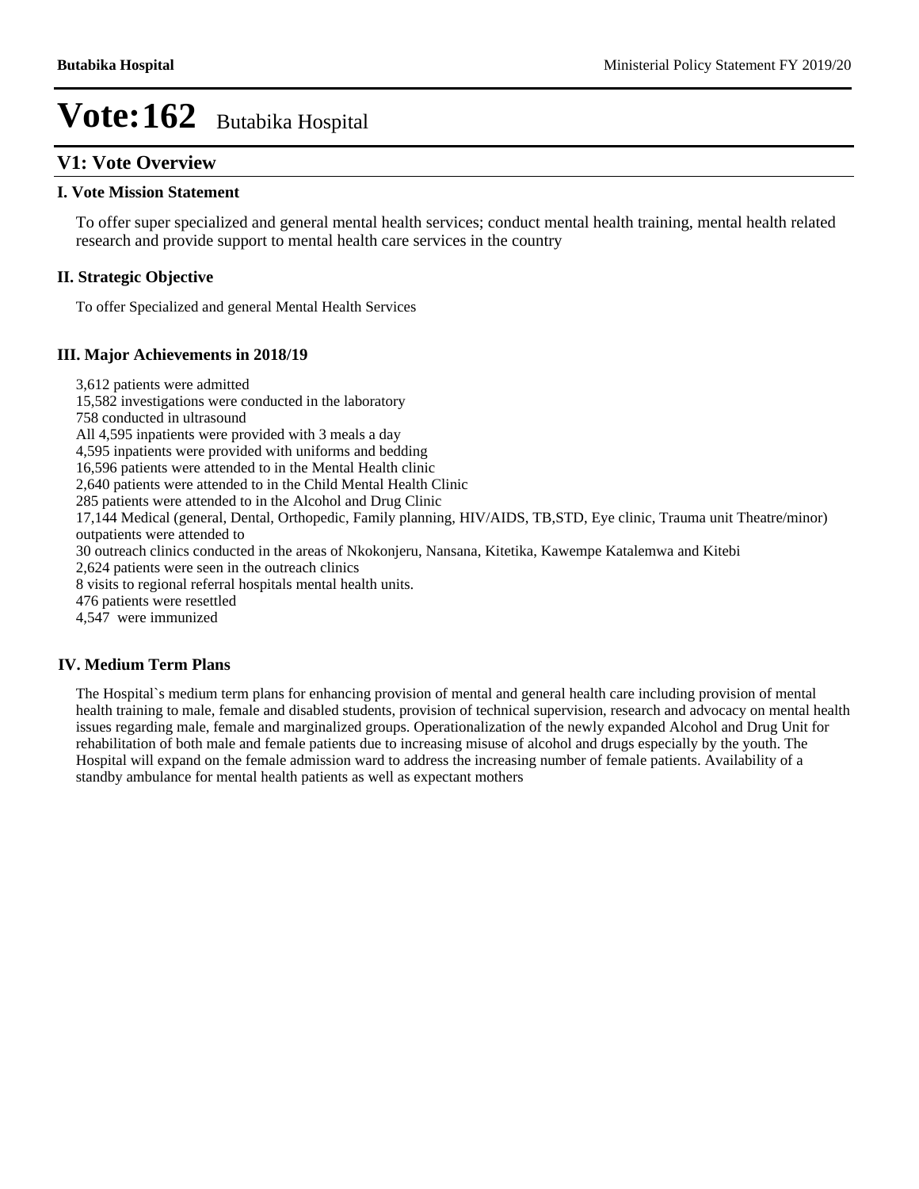# Vote:162 Butabika Hospital

## V1: Vote Overview

### I. Vote Mission Statement

To offer super specialized and general mental health services; conduct mental health training, mental health related research and provide support to mental health care services in the country

### II. Strategic Objective

To offer Specialized and general Mental Health Services

### III. Major Achievements in 2018/19

3,612 patients were admitted
15,582 investigations were conducted in the laboratory
758 conducted in ultrasound
All 4,595 inpatients were provided with 3 meals a day
4,595 inpatients were provided with uniforms and bedding
16,596 patients were attended to in the Mental Health clinic
2,640 patients were attended to in the Child Mental Health Clinic
285 patients were attended to in the Alcohol and Drug Clinic
17,144 Medical (general, Dental, Orthopedic, Family planning, HIV/AIDS, TB,STD, Eye clinic, Trauma unit Theatre/minor) outpatients were attended to
30 outreach clinics conducted in the areas of Nkokonjeru, Nansana, Kitetika, Kawempe Katalemwa and Kitebi
2,624 patients were seen in the outreach clinics
8 visits to regional referral hospitals mental health units.
476 patients were resettled
4,547 were immunized

### IV. Medium Term Plans

The Hospital`s medium term plans for enhancing provision of mental and general health care including provision of mental health training to male, female and disabled students, provision of technical supervision, research and advocacy on mental health issues regarding male, female and marginalized groups. Operationalization of the newly expanded Alcohol and Drug Unit for rehabilitation of both male and female patients due to increasing misuse of alcohol and drugs especially by the youth. The Hospital will expand on the female admission ward to address the increasing number of female patients. Availability of a standby ambulance for mental health patients as well as expectant mothers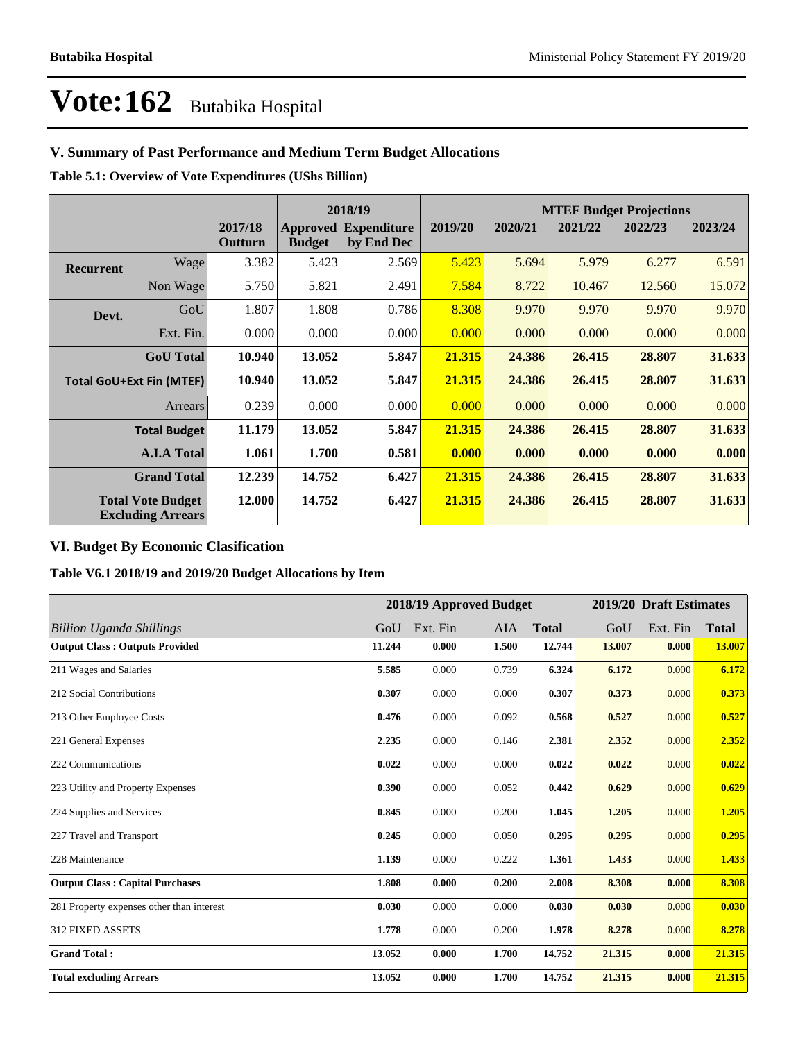# Vote:162 Butabika Hospital

## V. Summary of Past Performance and Medium Term Budget Allocations

**Table 5.1: Overview of Vote Expenditures (UShs Billion)**

| | | 2017/18 Outturn | 2018/19 Approved Budget | 2018/19 Expenditure by End Dec | 2019/20 | 2020/21 | 2021/22 | 2022/23 | 2023/24 |
|---|---|---|---|---|---|---|---|---|---|
| | | | | | | **MTEF Budget Projections** | | | |
| **Recurrent** | Wage | 3.382 | 5.423 | 2.569 | 5.423 | 5.694 | 5.979 | 6.277 | 6.591 |
| | Non Wage | 5.750 | 5.821 | 2.491 | 7.584 | 8.722 | 10.467 | 12.560 | 15.072 |
| **Devt.** | GoU | 1.807 | 1.808 | 0.786 | 8.308 | 9.970 | 9.970 | 9.970 | 9.970 |
| | Ext. Fin. | 0.000 | 0.000 | 0.000 | 0.000 | 0.000 | 0.000 | 0.000 | 0.000 |
| **GoU Total** | | **10.940** | **13.052** | **5.847** | **21.315** | **24.386** | **26.415** | **28.807** | **31.633** |
| **Total GoU+Ext Fin (MTEF)** | | **10.940** | **13.052** | **5.847** | **21.315** | **24.386** | **26.415** | **28.807** | **31.633** |
| Arrears | | 0.239 | 0.000 | 0.000 | 0.000 | 0.000 | 0.000 | 0.000 | 0.000 |
| **Total Budget** | | **11.179** | **13.052** | **5.847** | **21.315** | **24.386** | **26.415** | **28.807** | **31.633** |
| **A.I.A Total** | | **1.061** | **1.700** | **0.581** | **0.000** | **0.000** | **0.000** | **0.000** | **0.000** |
| **Grand Total** | | **12.239** | **14.752** | **6.427** | **21.315** | **24.386** | **26.415** | **28.807** | **31.633** |
| **Total Vote Budget Excluding Arrears** | | **12.000** | **14.752** | **6.427** | **21.315** | **24.386** | **26.415** | **28.807** | **31.633** |

## VI. Budget By Economic Clasification

**Table V6.1 2018/19 and 2019/20 Budget Allocations by Item**

| | 2018/19 Approved Budget | | | | 2019/20 Draft Estimates | | |
|---|---|---|---|---|---|---|---|
| *Billion Uganda Shillings* | GoU | Ext. Fin | AIA | **Total** | GoU | Ext. Fin | **Total** |
| **Output Class : Outputs Provided** | **11.244** | **0.000** | **1.500** | **12.744** | **13.007** | **0.000** | **13.007** |
| 211 Wages and Salaries | **5.585** | 0.000 | 0.739 | **6.324** | **6.172** | 0.000 | **6.172** |
| 212 Social Contributions | **0.307** | 0.000 | 0.000 | **0.307** | **0.373** | 0.000 | **0.373** |
| 213 Other Employee Costs | **0.476** | 0.000 | 0.092 | **0.568** | **0.527** | 0.000 | **0.527** |
| 221 General Expenses | **2.235** | 0.000 | 0.146 | **2.381** | **2.352** | 0.000 | **2.352** |
| 222 Communications | **0.022** | 0.000 | 0.000 | **0.022** | **0.022** | 0.000 | **0.022** |
| 223 Utility and Property Expenses | **0.390** | 0.000 | 0.052 | **0.442** | **0.629** | 0.000 | **0.629** |
| 224 Supplies and Services | **0.845** | 0.000 | 0.200 | **1.045** | **1.205** | 0.000 | **1.205** |
| 227 Travel and Transport | **0.245** | 0.000 | 0.050 | **0.295** | **0.295** | 0.000 | **0.295** |
| 228 Maintenance | **1.139** | 0.000 | 0.222 | **1.361** | **1.433** | 0.000 | **1.433** |
| **Output Class : Capital Purchases** | **1.808** | **0.000** | **0.200** | **2.008** | **8.308** | **0.000** | **8.308** |
| 281 Property expenses other than interest | **0.030** | 0.000 | 0.000 | **0.030** | **0.030** | 0.000 | **0.030** |
| 312 FIXED ASSETS | **1.778** | 0.000 | 0.200 | **1.978** | **8.278** | 0.000 | **8.278** |
| **Grand Total :** | **13.052** | **0.000** | **1.700** | **14.752** | **21.315** | **0.000** | **21.315** |
| **Total excluding Arrears** | **13.052** | **0.000** | **1.700** | **14.752** | **21.315** | **0.000** | **21.315** |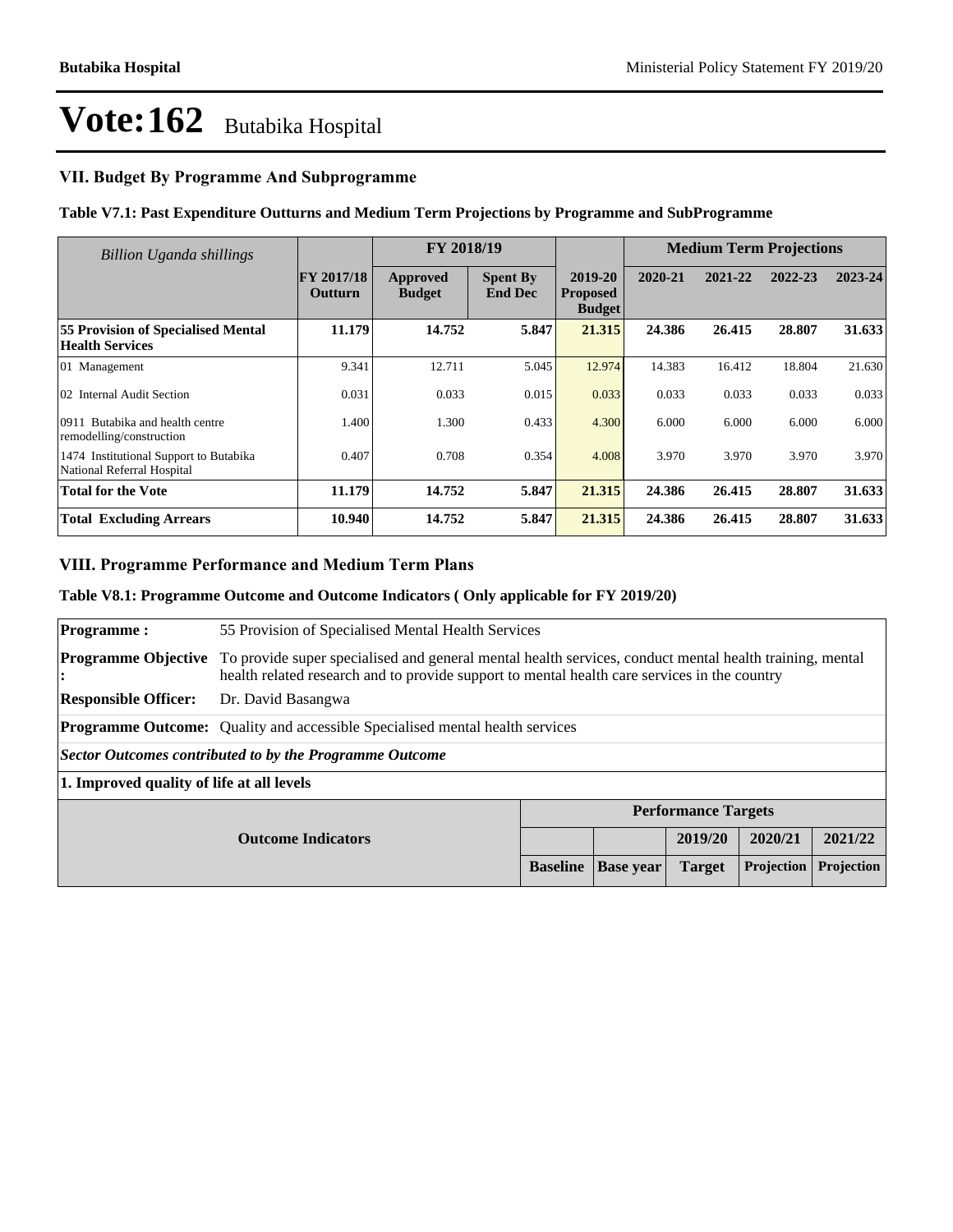# Vote:162 Butabika Hospital

## VII. Budget By Programme And Subprogramme

### Table V7.1: Past Expenditure Outturns and Medium Term Projections by Programme and SubProgramme

| *Billion Uganda shillings* | | FY 2018/19 | | | Medium Term Projections | | | |
|---|---|---|---|---|---|---|---|---|
| | FY 2017/18 Outturn | Approved Budget | Spent By End Dec | 2019-20 Proposed Budget | 2020-21 | 2021-22 | 2022-23 | 2023-24 |
| **55 Provision of Specialised Mental Health Services** | **11.179** | **14.752** | **5.847** | **21.315** | **24.386** | **26.415** | **28.807** | **31.633** |
| 01 Management | 9.341 | 12.711 | 5.045 | 12.974 | 14.383 | 16.412 | 18.804 | 21.630 |
| 02 Internal Audit Section | 0.031 | 0.033 | 0.015 | 0.033 | 0.033 | 0.033 | 0.033 | 0.033 |
| 0911 Butabika and health centre remodelling/construction | 1.400 | 1.300 | 0.433 | 4.300 | 6.000 | 6.000 | 6.000 | 6.000 |
| 1474 Institutional Support to Butabika National Referral Hospital | 0.407 | 0.708 | 0.354 | 4.008 | 3.970 | 3.970 | 3.970 | 3.970 |
| **Total for the Vote** | **11.179** | **14.752** | **5.847** | **21.315** | **24.386** | **26.415** | **28.807** | **31.633** |
| **Total Excluding Arrears** | **10.940** | **14.752** | **5.847** | **21.315** | **24.386** | **26.415** | **28.807** | **31.633** |

## VIII. Programme Performance and Medium Term Plans

### Table V8.1: Programme Outcome and Outcome Indicators ( Only applicable for FY 2019/20)

| | |
|---|---|
| **Programme :** | 55 Provision of Specialised Mental Health Services |
| **Programme Objective :** | To provide super specialised and general mental health services, conduct mental health training, mental health related research and to provide support to mental health care services in the country |
| **Responsible Officer:** | Dr. David Basangwa |
| **Programme Outcome:** | Quality and accessible Specialised mental health services |

***Sector Outcomes contributed to by the Programme Outcome***

**1. Improved quality of life at all levels**

| Outcome Indicators | Performance Targets | | | | |
|---|---|---|---|---|---|
| | | | 2019/20 | 2020/21 | 2021/22 |
| | Baseline | Base year | Target | Projection | Projection |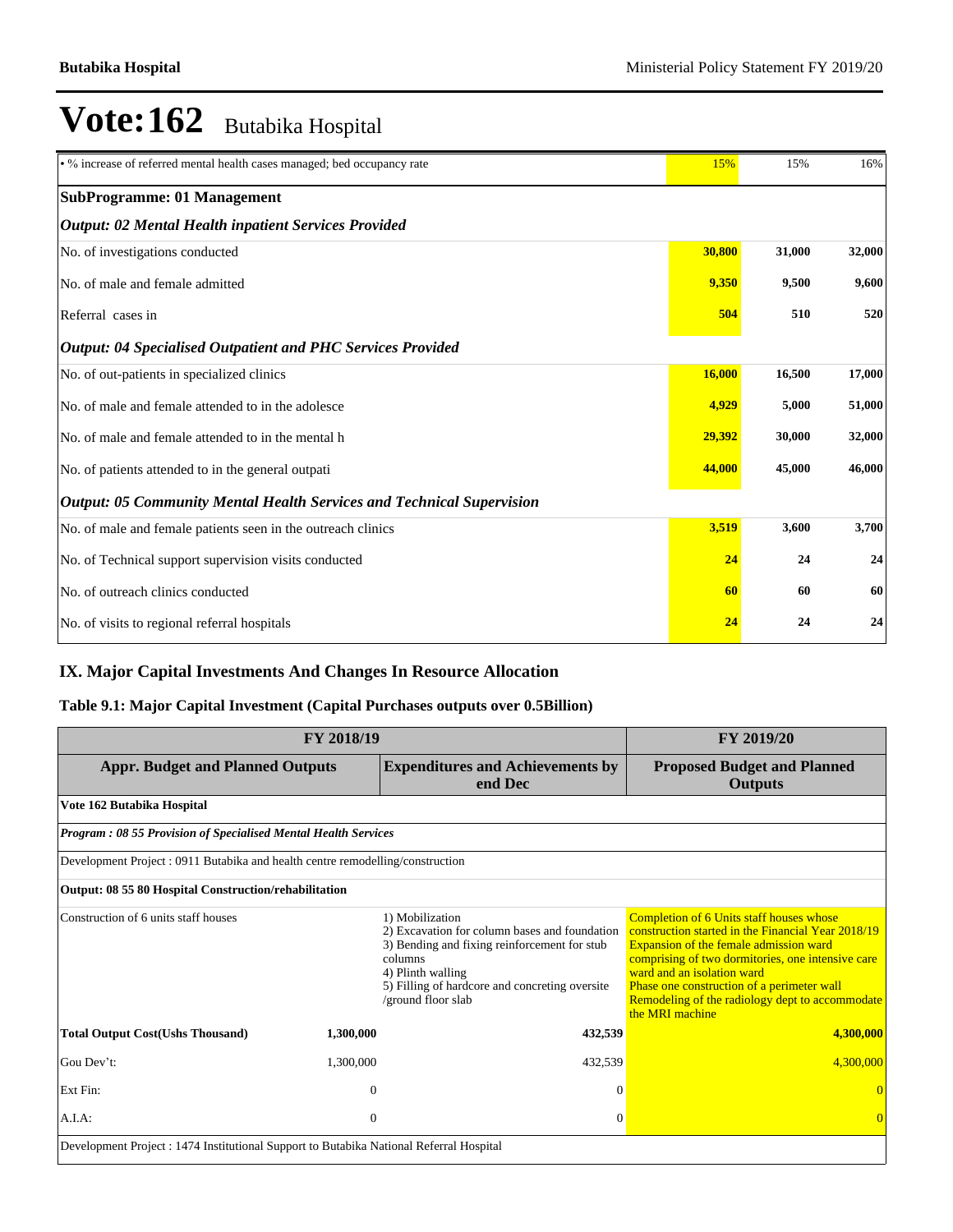# Vote:162 Butabika Hospital

| | | | |
|---|---|---|---|
| • % increase of referred mental health cases managed; bed occupancy rate | 15% | 15% | 16% |
| **SubProgramme: 01 Management** | | | |
| ***Output: 02 Mental Health inpatient Services Provided*** | | | |
| No. of investigations conducted | **30,800** | **31,000** | **32,000** |
| No. of male and female admitted | **9,350** | **9,500** | **9,600** |
| Referral cases in | **504** | **510** | **520** |
| ***Output: 04 Specialised Outpatient and PHC Services Provided*** | | | |
| No. of out-patients in specialized clinics | **16,000** | **16,500** | **17,000** |
| No. of male and female attended to in the adolesce | **4,929** | **5,000** | **51,000** |
| No. of male and female attended to in the mental h | **29,392** | **30,000** | **32,000** |
| No. of patients attended to in the general outpati | **44,000** | **45,000** | **46,000** |
| ***Output: 05 Community Mental Health Services and Technical Supervision*** | | | |
| No. of male and female patients seen in the outreach clinics | **3,519** | **3,600** | **3,700** |
| No. of Technical support supervision visits conducted | **24** | **24** | **24** |
| No. of outreach clinics conducted | **60** | **60** | **60** |
| No. of visits to regional referral hospitals | **24** | **24** | **24** |

## IX. Major Capital Investments And Changes In Resource Allocation

### Table 9.1: Major Capital Investment (Capital Purchases outputs over 0.5Billion)

| FY 2018/19 | | | FY 2019/20 |
|---|---|---|---|
| **Appr. Budget and Planned Outputs** | | **Expenditures and Achievements by end Dec** | **Proposed Budget and Planned Outputs** |
| **Vote 162 Butabika Hospital** | | | |
| ***Program : 08 55 Provision of Specialised Mental Health Services*** | | | |
| Development Project : 0911 Butabika and health centre remodelling/construction | | | |
| **Output: 08 55 80 Hospital Construction/rehabilitation** | | | |
| Construction of 6 units staff houses | | 1) Mobilization<br>2) Excavation for column bases and foundation<br>3) Bending and fixing reinforcement for stub columns<br>4) Plinth walling<br>5) Filling of hardcore and concreting oversite /ground floor slab | Completion of 6 Units staff houses whose construction started in the Financial Year 2018/19<br>Expansion of the female admission ward comprising of two dormitories, one intensive care ward and an isolation ward<br>Phase one construction of a perimeter wall<br>Remodeling of the radiology dept to accommodate the MRI machine |
| **Total Output Cost(Ushs Thousand)** | **1,300,000** | **432,539** | **4,300,000** |
| Gou Dev't: | 1,300,000 | 432,539 | 4,300,000 |
| Ext Fin: | 0 | 0 | 0 |
| A.I.A: | 0 | 0 | 0 |
| Development Project : 1474 Institutional Support to Butabika National Referral Hospital | | | |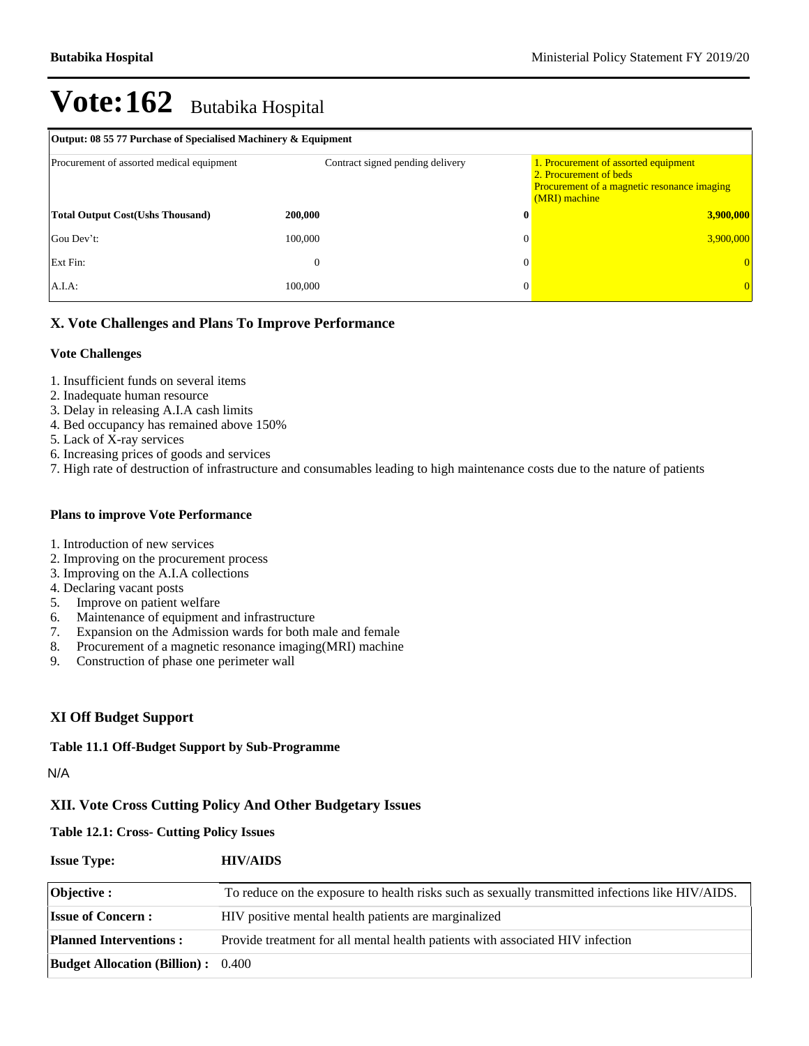# Vote:162 Butabika Hospital

| Output: 08 55 77 Purchase of Specialised Machinery & Equipment | | | |
|---|---|---|---|
| Procurement of assorted medical equipment | | Contract signed pending delivery | 1. Procurement of assorted equipment<br>2. Procurement of beds<br>Procurement of a magnetic resonance imaging (MRI) machine |
| **Total Output Cost(Ushs Thousand)** | **200,000** | **0** | **3,900,000** |
| Gou Dev't: | 100,000 | 0 | 3,900,000 |
| Ext Fin: | 0 | 0 | 0 |
| A.I.A: | 100,000 | 0 | 0 |

## X. Vote Challenges and Plans To Improve Performance

### Vote Challenges

1. Insufficient funds on several items
2. Inadequate human resource
3. Delay in releasing A.I.A cash limits
4. Bed occupancy has remained above 150%
5. Lack of X-ray services
6. Increasing prices of goods and services
7. High rate of destruction of infrastructure and consumables leading to high maintenance costs due to the nature of patients

### Plans to improve Vote Performance

1. Introduction of new services
2. Improving on the procurement process
3. Improving on the A.I.A collections
4. Declaring vacant posts
5. Improve on patient welfare
6. Maintenance of equipment and infrastructure
7. Expansion on the Admission wards for both male and female
8. Procurement of a magnetic resonance imaging(MRI) machine
9. Construction of phase one perimeter wall

## XI Off Budget Support

### Table 11.1 Off-Budget Support by Sub-Programme

N/A

## XII. Vote Cross Cutting Policy And Other Budgetary Issues

### Table 12.1: Cross- Cutting Policy Issues

**Issue Type:** **HIV/AIDS**

| | |
|---|---|
| **Objective :** | To reduce on the exposure to health risks such as sexually transmitted infections like HIV/AIDS. |
| **Issue of Concern :** | HIV positive mental health patients are marginalized |
| **Planned Interventions :** | Provide treatment for all mental health patients with associated HIV infection |
| **Budget Allocation (Billion) :** | 0.400 |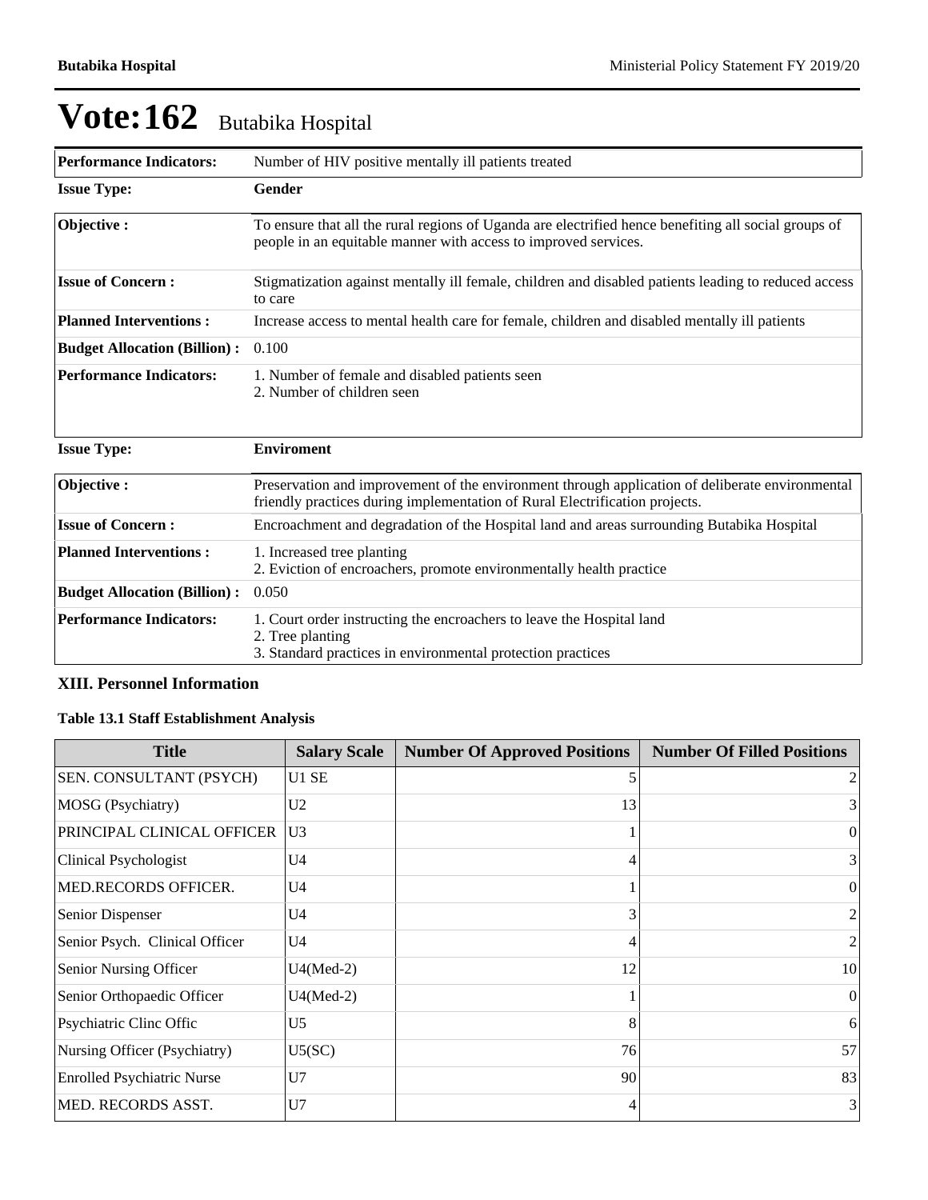# Vote:162 Butabika Hospital

| | |
|---|---|
| **Performance Indicators:** | Number of HIV positive mentally ill patients treated |

| | |
|---|---|
| **Issue Type:** | **Gender** |
| **Objective :** | To ensure that all the rural regions of Uganda are electrified hence benefiting all social groups of people in an equitable manner with access to improved services. |
| **Issue of Concern :** | Stigmatization against mentally ill female, children and disabled patients leading to reduced access to care |
| **Planned Interventions :** | Increase access to mental health care for female, children and disabled mentally ill patients |
| **Budget Allocation (Billion) :** | 0.100 |
| **Performance Indicators:** | 1. Number of female and disabled patients seen<br>2. Number of children seen |

| | |
|---|---|
| **Issue Type:** | **Enviroment** |
| **Objective :** | Preservation and improvement of the environment through application of deliberate environmental friendly practices during implementation of Rural Electrification projects. |
| **Issue of Concern :** | Encroachment and degradation of the Hospital land and areas surrounding Butabika Hospital |
| **Planned Interventions :** | 1. Increased tree planting<br>2. Eviction of encroachers, promote environmentally health practice |
| **Budget Allocation (Billion) :** | 0.050 |
| **Performance Indicators:** | 1. Court order instructing the encroachers to leave the Hospital land<br>2. Tree planting<br>3. Standard practices in environmental protection practices |

### XIII. Personnel Information

**Table 13.1 Staff Establishment Analysis**

| Title | Salary Scale | Number Of Approved Positions | Number Of Filled Positions |
|---|---|---|---|
| SEN. CONSULTANT (PSYCH) | U1 SE | 5 | 2 |
| MOSG (Psychiatry) | U2 | 13 | 3 |
| PRINCIPAL CLINICAL OFFICER | U3 | 1 | 0 |
| Clinical Psychologist | U4 | 4 | 3 |
| MED.RECORDS OFFICER. | U4 | 1 | 0 |
| Senior Dispenser | U4 | 3 | 2 |
| Senior Psych. Clinical Officer | U4 | 4 | 2 |
| Senior Nursing Officer | U4(Med-2) | 12 | 10 |
| Senior Orthopaedic Officer | U4(Med-2) | 1 | 0 |
| Psychiatric Clinc Offic | U5 | 8 | 6 |
| Nursing Officer (Psychiatry) | U5(SC) | 76 | 57 |
| Enrolled Psychiatric Nurse | U7 | 90 | 83 |
| MED. RECORDS ASST. | U7 | 4 | 3 |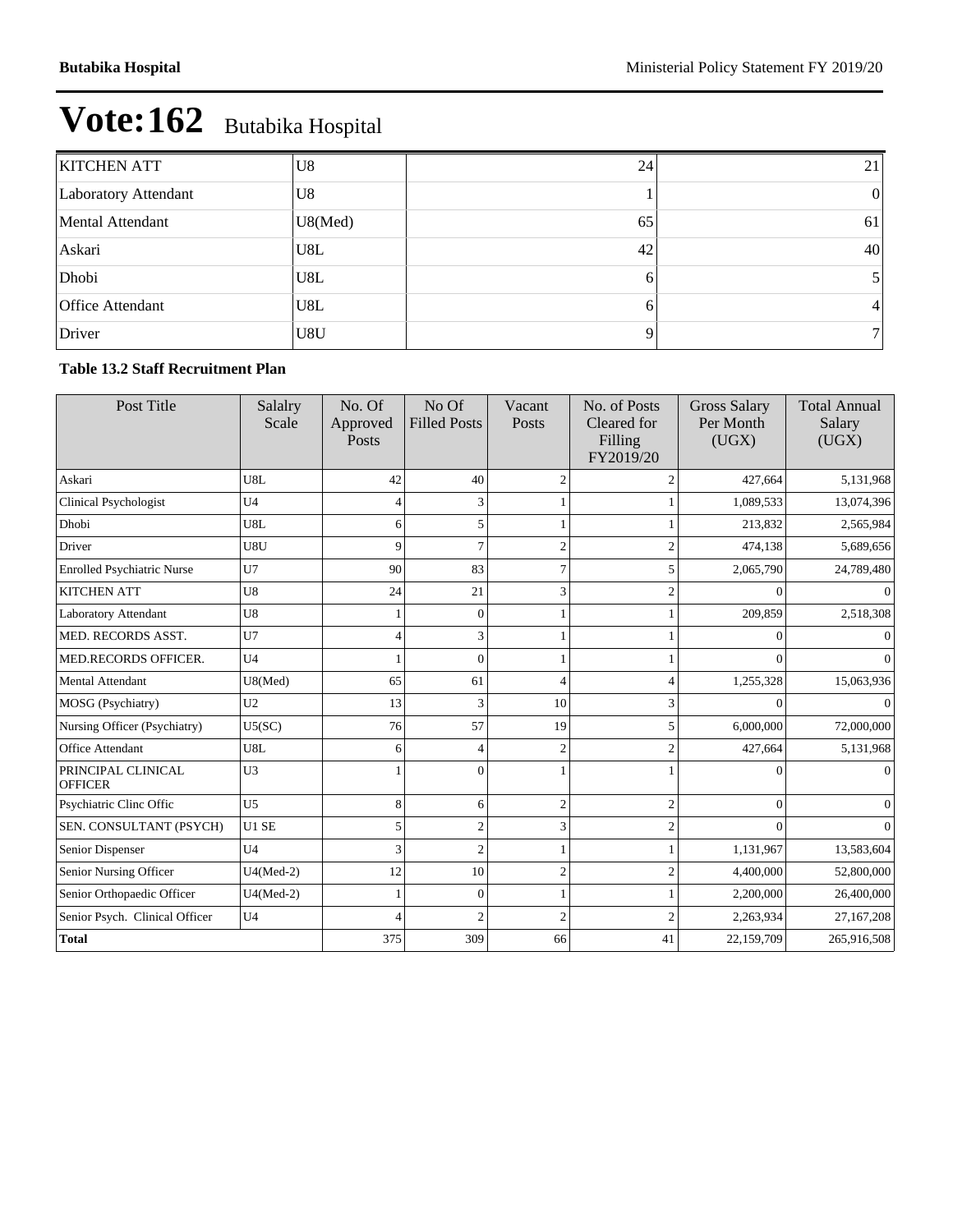# Vote:162 Butabika Hospital

| | | | |
|---|---|---|---|
| KITCHEN ATT | U8 | 24 | 21 |
| Laboratory Attendant | U8 | 1 | 0 |
| Mental Attendant | U8(Med) | 65 | 61 |
| Askari | U8L | 42 | 40 |
| Dhobi | U8L | 6 | 5 |
| Office Attendant | U8L | 6 | 4 |
| Driver | U8U | 9 | 7 |

**Table 13.2 Staff Recruitment Plan**

| Post Title | Salalry Scale | No. Of Approved Posts | No Of Filled Posts | Vacant Posts | No. of Posts Cleared for Filling FY2019/20 | Gross Salary Per Month (UGX) | Total Annual Salary (UGX) |
|---|---|---|---|---|---|---|---|
| Askari | U8L | 42 | 40 | 2 | 2 | 427,664 | 5,131,968 |
| Clinical Psychologist | U4 | 4 | 3 | 1 | 1 | 1,089,533 | 13,074,396 |
| Dhobi | U8L | 6 | 5 | 1 | 1 | 213,832 | 2,565,984 |
| Driver | U8U | 9 | 7 | 2 | 2 | 474,138 | 5,689,656 |
| Enrolled Psychiatric Nurse | U7 | 90 | 83 | 7 | 5 | 2,065,790 | 24,789,480 |
| KITCHEN ATT | U8 | 24 | 21 | 3 | 2 | 0 | 0 |
| Laboratory Attendant | U8 | 1 | 0 | 1 | 1 | 209,859 | 2,518,308 |
| MED. RECORDS ASST. | U7 | 4 | 3 | 1 | 1 | 0 | 0 |
| MED.RECORDS OFFICER. | U4 | 1 | 0 | 1 | 1 | 0 | 0 |
| Mental Attendant | U8(Med) | 65 | 61 | 4 | 4 | 1,255,328 | 15,063,936 |
| MOSG (Psychiatry) | U2 | 13 | 3 | 10 | 3 | 0 | 0 |
| Nursing Officer (Psychiatry) | U5(SC) | 76 | 57 | 19 | 5 | 6,000,000 | 72,000,000 |
| Office Attendant | U8L | 6 | 4 | 2 | 2 | 427,664 | 5,131,968 |
| PRINCIPAL CLINICAL OFFICER | U3 | 1 | 0 | 1 | 1 | 0 | 0 |
| Psychiatric Clinc Offic | U5 | 8 | 6 | 2 | 2 | 0 | 0 |
| SEN. CONSULTANT (PSYCH) | U1 SE | 5 | 2 | 3 | 2 | 0 | 0 |
| Senior Dispenser | U4 | 3 | 2 | 1 | 1 | 1,131,967 | 13,583,604 |
| Senior Nursing Officer | U4(Med-2) | 12 | 10 | 2 | 2 | 4,400,000 | 52,800,000 |
| Senior Orthopaedic Officer | U4(Med-2) | 1 | 0 | 1 | 1 | 2,200,000 | 26,400,000 |
| Senior Psych. Clinical Officer | U4 | 4 | 2 | 2 | 2 | 2,263,934 | 27,167,208 |
| **Total** | | 375 | 309 | 66 | 41 | 22,159,709 | 265,916,508 |